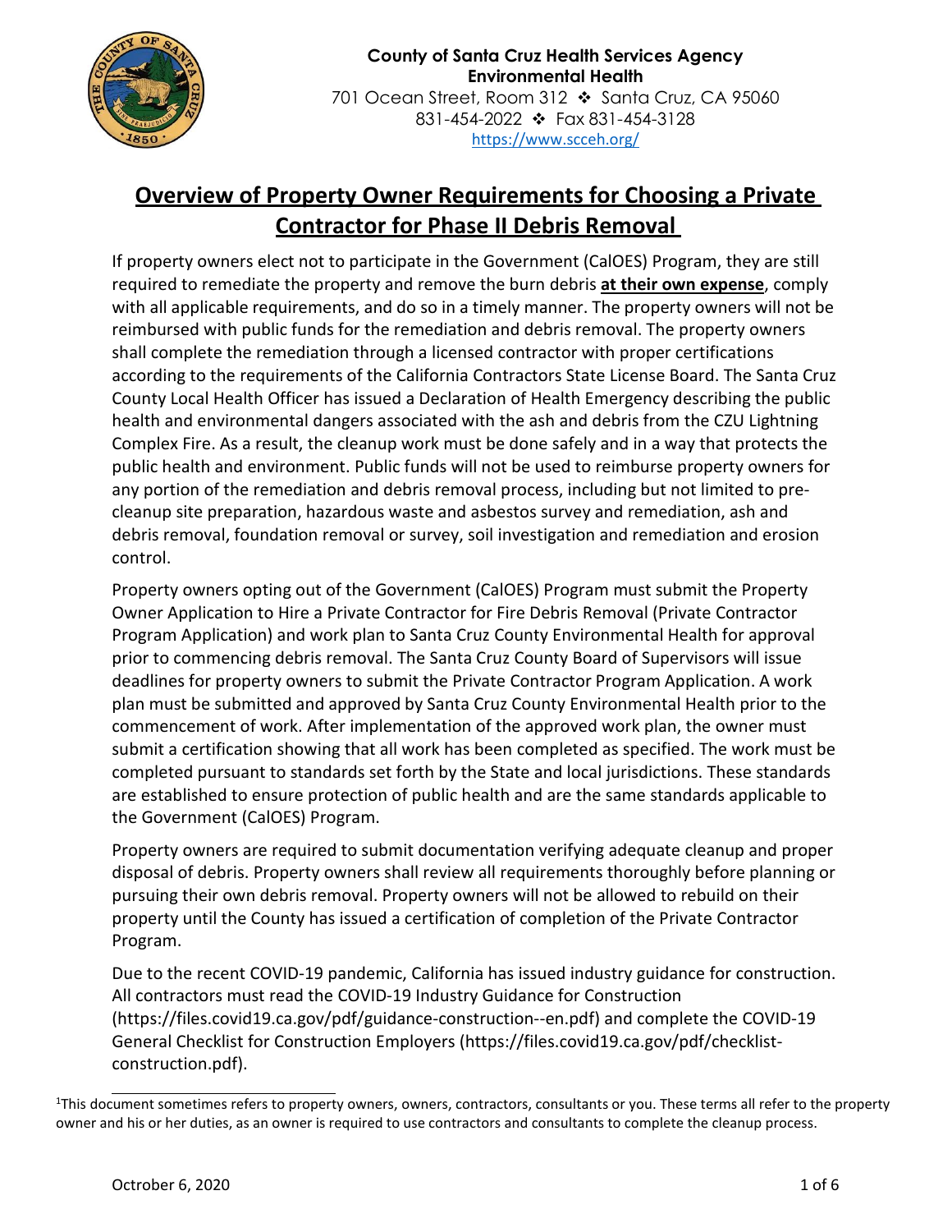**County of Santa Cruz Health Services Agency**
**Environmental Health**
701 Ocean Street, Room 312 ❖ Santa Cruz, CA 95060
831-454-2022 ❖ Fax 831-454-3128
https://www.scceh.org/

# Overview of Property Owner Requirements for Choosing a Private Contractor for Phase II Debris Removal

If property owners elect not to participate in the Government (CalOES) Program, they are still required to remediate the property and remove the burn debris **at their own expense**, comply with all applicable requirements, and do so in a timely manner. The property owners will not be reimbursed with public funds for the remediation and debris removal. The property owners shall complete the remediation through a licensed contractor with proper certifications according to the requirements of the California Contractors State License Board. The Santa Cruz County Local Health Officer has issued a Declaration of Health Emergency describing the public health and environmental dangers associated with the ash and debris from the CZU Lightning Complex Fire. As a result, the cleanup work must be done safely and in a way that protects the public health and environment. Public funds will not be used to reimburse property owners for any portion of the remediation and debris removal process, including but not limited to pre-cleanup site preparation, hazardous waste and asbestos survey and remediation, ash and debris removal, foundation removal or survey, soil investigation and remediation and erosion control.

Property owners opting out of the Government (CalOES) Program must submit the Property Owner Application to Hire a Private Contractor for Fire Debris Removal (Private Contractor Program Application) and work plan to Santa Cruz County Environmental Health for approval prior to commencing debris removal. The Santa Cruz County Board of Supervisors will issue deadlines for property owners to submit the Private Contractor Program Application. A work plan must be submitted and approved by Santa Cruz County Environmental Health prior to the commencement of work. After implementation of the approved work plan, the owner must submit a certification showing that all work has been completed as specified. The work must be completed pursuant to standards set forth by the State and local jurisdictions. These standards are established to ensure protection of public health and are the same standards applicable to the Government (CalOES) Program.

Property owners are required to submit documentation verifying adequate cleanup and proper disposal of debris. Property owners shall review all requirements thoroughly before planning or pursuing their own debris removal. Property owners will not be allowed to rebuild on their property until the County has issued a certification of completion of the Private Contractor Program.

Due to the recent COVID-19 pandemic, California has issued industry guidance for construction. All contractors must read the COVID-19 Industry Guidance for Construction (https://files.covid19.ca.gov/pdf/guidance-construction--en.pdf) and complete the COVID-19 General Checklist for Construction Employers (https://files.covid19.ca.gov/pdf/checklist-construction.pdf).

---

[1]This document sometimes refers to property owners, owners, contractors, consultants or you. These terms all refer to the property owner and his or her duties, as an owner is required to use contractors and consultants to complete the cleanup process.

Octorber 6, 2020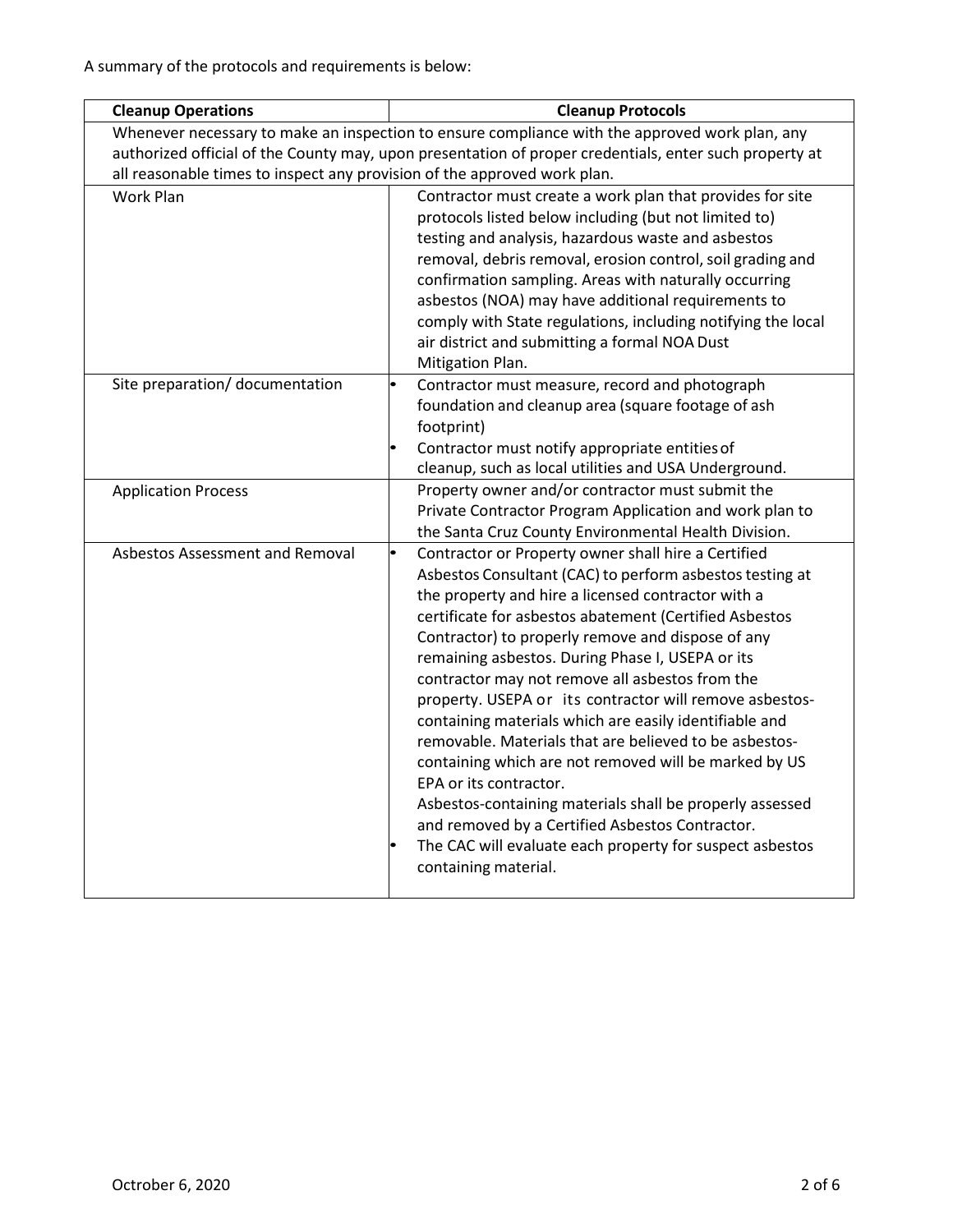A summary of the protocols and requirements is below:

| Cleanup Operations | Cleanup Protocols |
|---|---|
| Whenever necessary to make an inspection to ensure compliance with the approved work plan, any authorized official of the County may, upon presentation of proper credentials, enter such property at all reasonable times to inspect any provision of the approved work plan. | |
| Work Plan | Contractor must create a work plan that provides for site protocols listed below including (but not limited to) testing and analysis, hazardous waste and asbestos removal, debris removal, erosion control, soil grading and confirmation sampling. Areas with naturally occurring asbestos (NOA) may have additional requirements to comply with State regulations, including notifying the local air district and submitting a formal NOA Dust Mitigation Plan. |
| Site preparation/ documentation | • Contractor must measure, record and photograph foundation and cleanup area (square footage of ash footprint)<br>• Contractor must notify appropriate entities of cleanup, such as local utilities and USA Underground. |
| Application Process | Property owner and/or contractor must submit the Private Contractor Program Application and work plan to the Santa Cruz County Environmental Health Division. |
| Asbestos Assessment and Removal | • Contractor or Property owner shall hire a Certified Asbestos Consultant (CAC) to perform asbestos testing at the property and hire a licensed contractor with a certificate for asbestos abatement (Certified Asbestos Contractor) to properly remove and dispose of any remaining asbestos. During Phase I, USEPA or its contractor may not remove all asbestos from the property. USEPA or its contractor will remove asbestos-containing materials which are easily identifiable and removable. Materials that are believed to be asbestos-containing which are not removed will be marked by US EPA or its contractor.<br>Asbestos-containing materials shall be properly assessed and removed by a Certified Asbestos Contractor.<br>• The CAC will evaluate each property for suspect asbestos containing material. |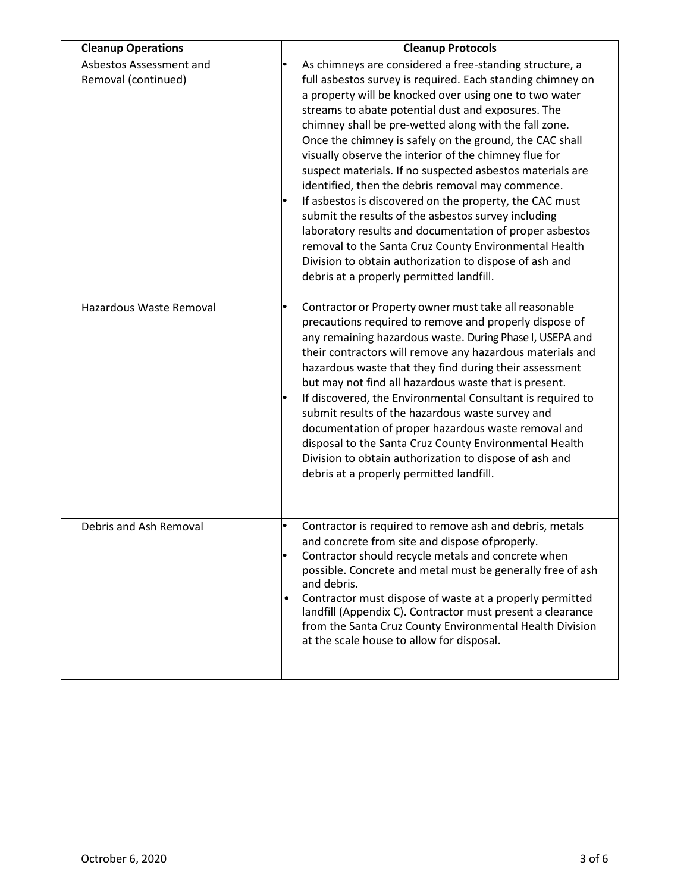| Cleanup Operations | Cleanup Protocols |
| --- | --- |
| Asbestos Assessment and Removal (continued) | • As chimneys are considered a free-standing structure, a full asbestos survey is required. Each standing chimney on a property will be knocked over using one to two water streams to abate potential dust and exposures. The chimney shall be pre-wetted along with the fall zone. Once the chimney is safely on the ground, the CAC shall visually observe the interior of the chimney flue for suspect materials. If no suspected asbestos materials are identified, then the debris removal may commence.<br>• If asbestos is discovered on the property, the CAC must submit the results of the asbestos survey including laboratory results and documentation of proper asbestos removal to the Santa Cruz County Environmental Health Division to obtain authorization to dispose of ash and debris at a properly permitted landfill. |
| Hazardous Waste Removal | • Contractor or Property owner must take all reasonable precautions required to remove and properly dispose of any remaining hazardous waste. During Phase I, USEPA and their contractors will remove any hazardous materials and hazardous waste that they find during their assessment but may not find all hazardous waste that is present.<br>• If discovered, the Environmental Consultant is required to submit results of the hazardous waste survey and documentation of proper hazardous waste removal and disposal to the Santa Cruz County Environmental Health Division to obtain authorization to dispose of ash and debris at a properly permitted landfill. |
| Debris and Ash Removal | • Contractor is required to remove ash and debris, metals and concrete from site and dispose of properly.<br>• Contractor should recycle metals and concrete when possible. Concrete and metal must be generally free of ash and debris.<br>• Contractor must dispose of waste at a properly permitted landfill (Appendix C). Contractor must present a clearance from the Santa Cruz County Environmental Health Division at the scale house to allow for disposal. |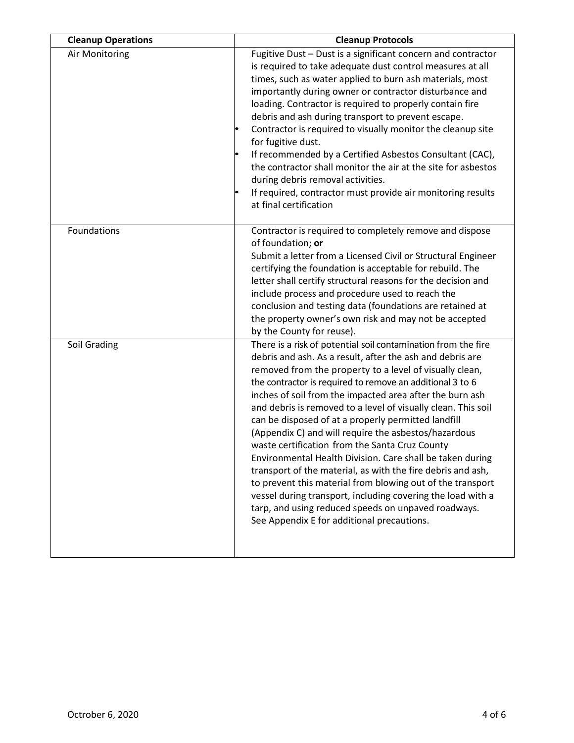| Cleanup Operations | Cleanup Protocols |
|---|---|
| Air Monitoring | Fugitive Dust – Dust is a significant concern and contractor is required to take adequate dust control measures at all times, such as water applied to burn ash materials, most importantly during owner or contractor disturbance and loading. Contractor is required to properly contain fire debris and ash during transport to prevent escape.<br>• Contractor is required to visually monitor the cleanup site for fugitive dust.<br>• If recommended by a Certified Asbestos Consultant (CAC), the contractor shall monitor the air at the site for asbestos during debris removal activities.<br>• If required, contractor must provide air monitoring results at final certification |
| Foundations | Contractor is required to completely remove and dispose of foundation; **or**<br>Submit a letter from a Licensed Civil or Structural Engineer certifying the foundation is acceptable for rebuild. The letter shall certify structural reasons for the decision and include process and procedure used to reach the conclusion and testing data (foundations are retained at the property owner's own risk and may not be accepted by the County for reuse). |
| Soil Grading | There is a risk of potential soil contamination from the fire debris and ash. As a result, after the ash and debris are removed from the property to a level of visually clean, the contractor is required to remove an additional 3 to 6 inches of soil from the impacted area after the burn ash and debris is removed to a level of visually clean. This soil can be disposed of at a properly permitted landfill (Appendix C) and will require the asbestos/hazardous waste certification from the Santa Cruz County Environmental Health Division. Care shall be taken during transport of the material, as with the fire debris and ash, to prevent this material from blowing out of the transport vessel during transport, including covering the load with a tarp, and using reduced speeds on unpaved roadways. See Appendix E for additional precautions. |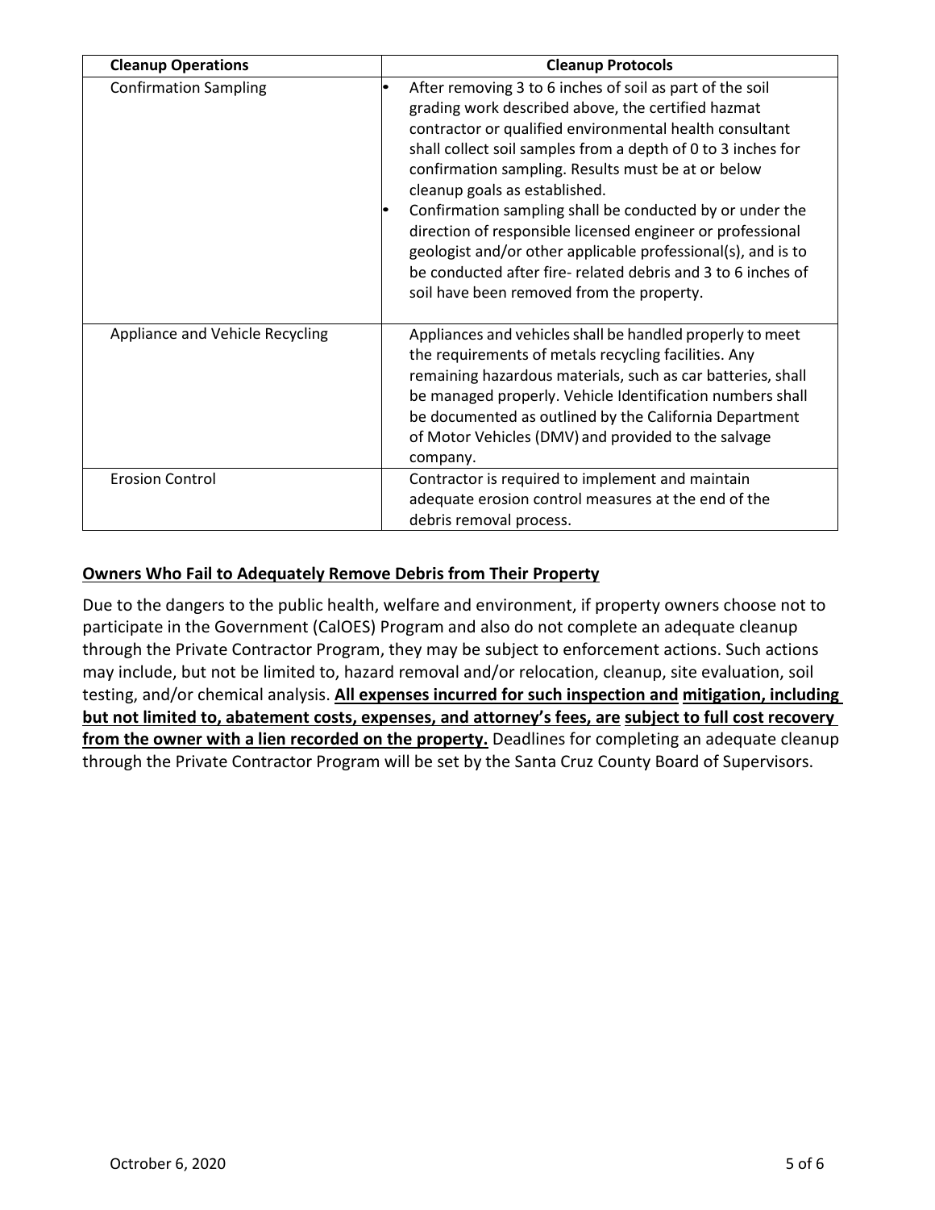| Cleanup Operations | Cleanup Protocols |
|---|---|
| Confirmation Sampling | • After removing 3 to 6 inches of soil as part of the soil grading work described above, the certified hazmat contractor or qualified environmental health consultant shall collect soil samples from a depth of 0 to 3 inches for confirmation sampling. Results must be at or below cleanup goals as established.<br>• Confirmation sampling shall be conducted by or under the direction of responsible licensed engineer or professional geologist and/or other applicable professional(s), and is to be conducted after fire- related debris and 3 to 6 inches of soil have been removed from the property. |
| Appliance and Vehicle Recycling | Appliances and vehicles shall be handled properly to meet the requirements of metals recycling facilities. Any remaining hazardous materials, such as car batteries, shall be managed properly. Vehicle Identification numbers shall be documented as outlined by the California Department of Motor Vehicles (DMV) and provided to the salvage company. |
| Erosion Control | Contractor is required to implement and maintain adequate erosion control measures at the end of the debris removal process. |

**Owners Who Fail to Adequately Remove Debris from Their Property**

Due to the dangers to the public health, welfare and environment, if property owners choose not to participate in the Government (CalOES) Program and also do not complete an adequate cleanup through the Private Contractor Program, they may be subject to enforcement actions. Such actions may include, but not be limited to, hazard removal and/or relocation, cleanup, site evaluation, soil testing, and/or chemical analysis. **All expenses incurred for such inspection and mitigation, including but not limited to, abatement costs, expenses, and attorney's fees, are subject to full cost recovery from the owner with a lien recorded on the property.** Deadlines for completing an adequate cleanup through the Private Contractor Program will be set by the Santa Cruz County Board of Supervisors.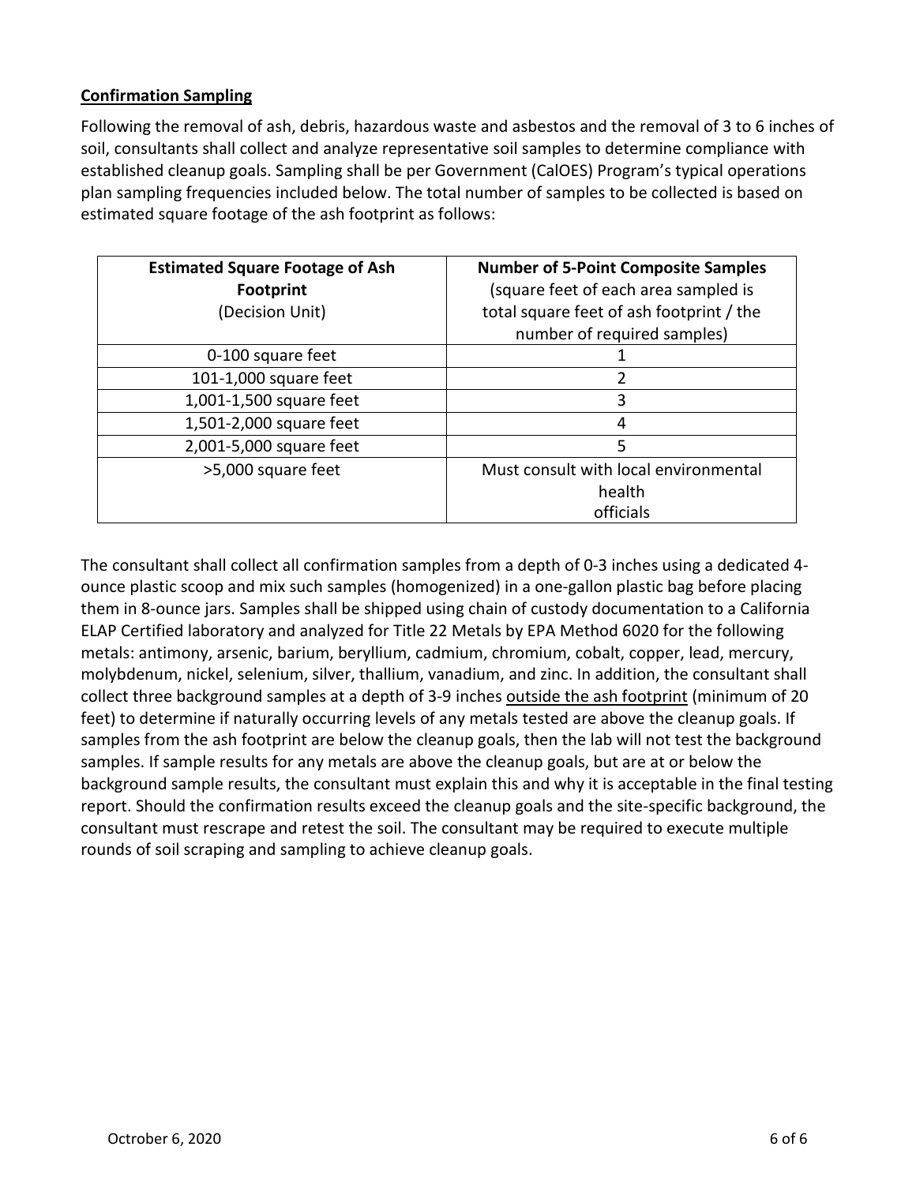## Confirmation Sampling

Following the removal of ash, debris, hazardous waste and asbestos and the removal of 3 to 6 inches of soil, consultants shall collect and analyze representative soil samples to determine compliance with established cleanup goals. Sampling shall be per Government (CalOES) Program's typical operations plan sampling frequencies included below. The total number of samples to be collected is based on estimated square footage of the ash footprint as follows:

| **Estimated Square Footage of Ash Footprint** (Decision Unit) | **Number of 5-Point Composite Samples** (square feet of each area sampled is total square feet of ash footprint / the number of required samples) |
|---|---|
| 0-100 square feet | 1 |
| 101-1,000 square feet | 2 |
| 1,001-1,500 square feet | 3 |
| 1,501-2,000 square feet | 4 |
| 2,001-5,000 square feet | 5 |
| >5,000 square feet | Must consult with local environmental health officials |

The consultant shall collect all confirmation samples from a depth of 0-3 inches using a dedicated 4-ounce plastic scoop and mix such samples (homogenized) in a one-gallon plastic bag before placing them in 8-ounce jars. Samples shall be shipped using chain of custody documentation to a California ELAP Certified laboratory and analyzed for Title 22 Metals by EPA Method 6020 for the following metals: antimony, arsenic, barium, beryllium, cadmium, chromium, cobalt, copper, lead, mercury, molybdenum, nickel, selenium, silver, thallium, vanadium, and zinc. In addition, the consultant shall collect three background samples at a depth of 3-9 inches outside the ash footprint (minimum of 20 feet) to determine if naturally occurring levels of any metals tested are above the cleanup goals. If samples from the ash footprint are below the cleanup goals, then the lab will not test the background samples. If sample results for any metals are above the cleanup goals, but are at or below the background sample results, the consultant must explain this and why it is acceptable in the final testing report. Should the confirmation results exceed the cleanup goals and the site-specific background, the consultant must rescrape and retest the soil. The consultant may be required to execute multiple rounds of soil scraping and sampling to achieve cleanup goals.